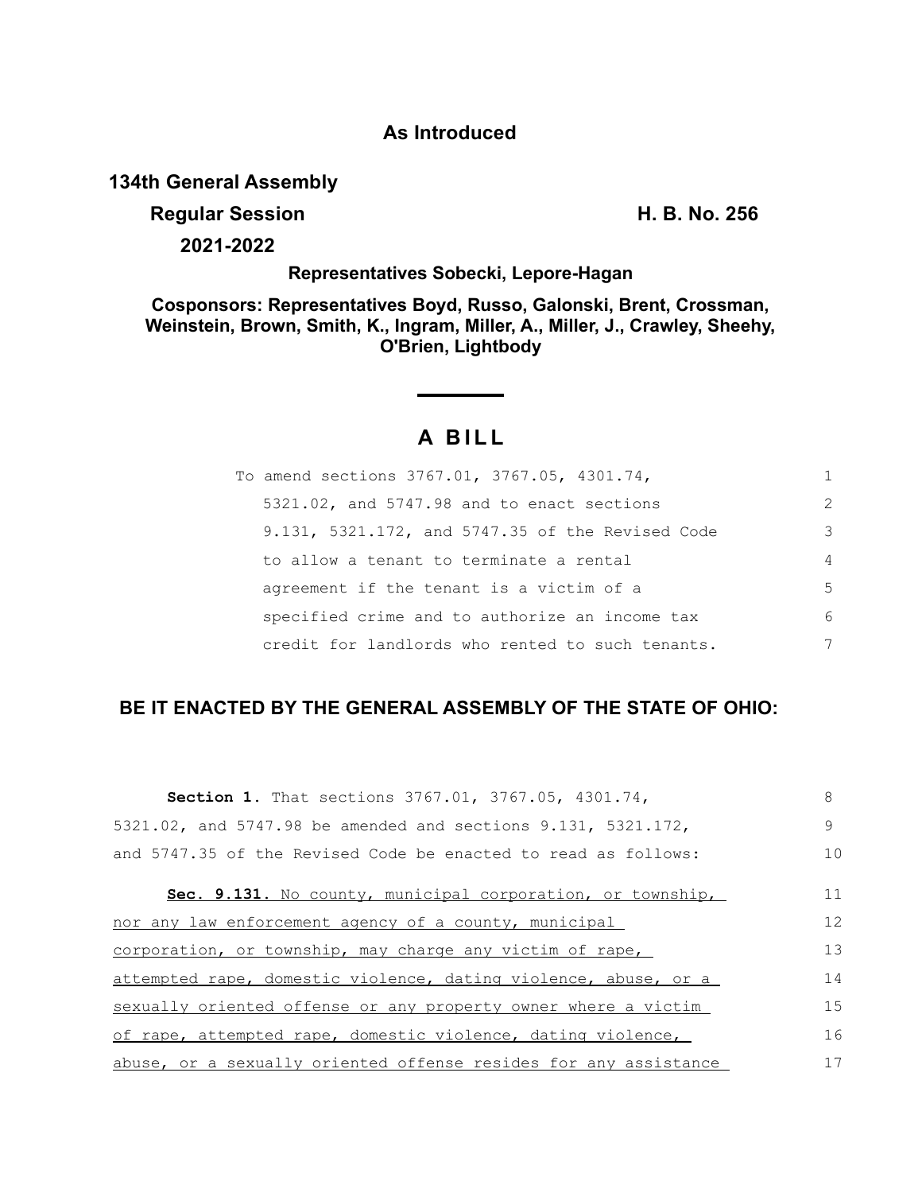**As Introduced**

**134th General Assembly**

**Regular Session** **H. B. No. 256**

**2021-2022**

**Representatives Sobecki, Lepore-Hagan**

**Cosponsors: Representatives Boyd, Russo, Galonski, Brent, Crossman, Weinstein, Brown, Smith, K., Ingram, Miller, A., Miller, J., Crawley, Sheehy, O'Brien, Lightbody**

# A BILL

To amend sections 3767.01, 3767.05, 4301.74, 5321.02, and 5747.98 and to enact sections 9.131, 5321.172, and 5747.35 of the Revised Code to allow a tenant to terminate a rental agreement if the tenant is a victim of a specified crime and to authorize an income tax credit for landlords who rented to such tenants.

## BE IT ENACTED BY THE GENERAL ASSEMBLY OF THE STATE OF OHIO:

**Section 1.** That sections 3767.01, 3767.05, 4301.74, 5321.02, and 5747.98 be amended and sections 9.131, 5321.172, and 5747.35 of the Revised Code be enacted to read as follows:

**Sec. 9.131.** No county, municipal corporation, or township, nor any law enforcement agency of a county, municipal corporation, or township, may charge any victim of rape, attempted rape, domestic violence, dating violence, abuse, or a sexually oriented offense or any property owner where a victim of rape, attempted rape, domestic violence, dating violence, abuse, or a sexually oriented offense resides for any assistance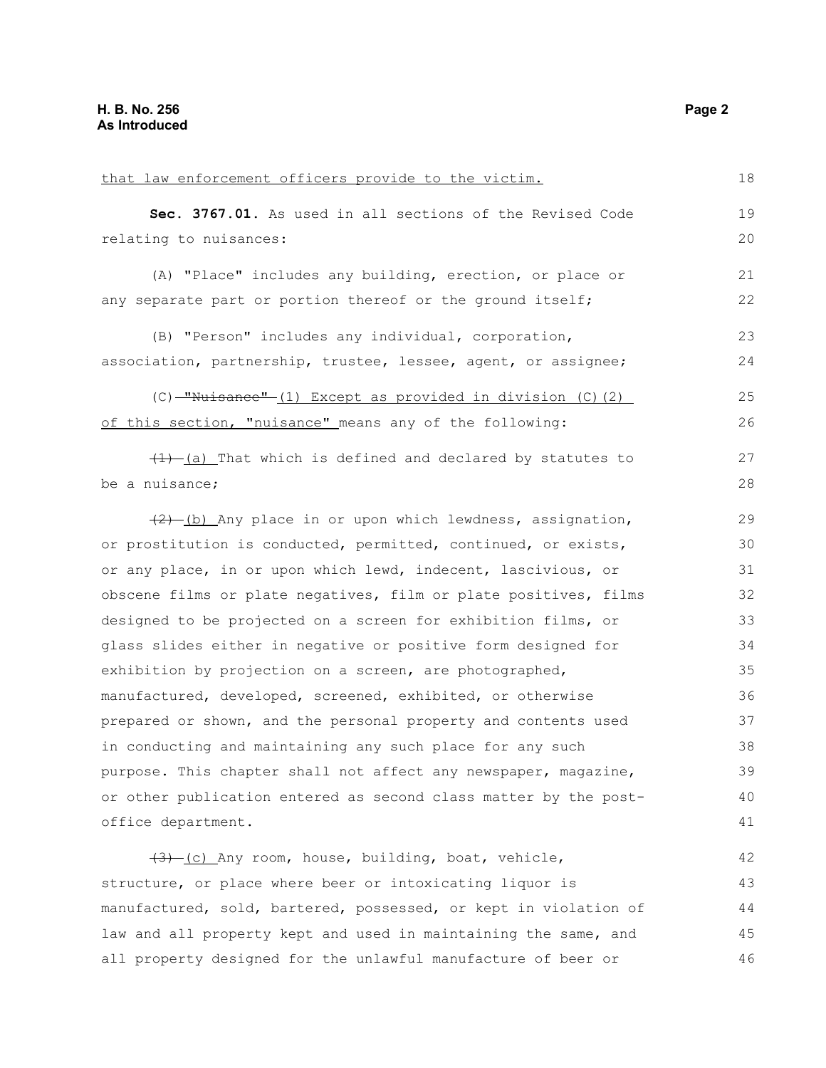that law enforcement officers provide to the victim.

**Sec. 3767.01.** As used in all sections of the Revised Code relating to nuisances:

(A) "Place" includes any building, erection, or place or any separate part or portion thereof or the ground itself;

(B) "Person" includes any individual, corporation, association, partnership, trustee, lessee, agent, or assignee;

(C) ~~"Nuisance"~~ (1) Except as provided in division (C)(2) of this section, "nuisance" means any of the following:

~~(1)~~ (a) That which is defined and declared by statutes to be a nuisance;

~~(2)~~ (b) Any place in or upon which lewdness, assignation, or prostitution is conducted, permitted, continued, or exists, or any place, in or upon which lewd, indecent, lascivious, or obscene films or plate negatives, film or plate positives, films designed to be projected on a screen for exhibition films, or glass slides either in negative or positive form designed for exhibition by projection on a screen, are photographed, manufactured, developed, screened, exhibited, or otherwise prepared or shown, and the personal property and contents used in conducting and maintaining any such place for any such purpose. This chapter shall not affect any newspaper, magazine, or other publication entered as second class matter by the post-office department.

~~(3)~~ (c) Any room, house, building, boat, vehicle, structure, or place where beer or intoxicating liquor is manufactured, sold, bartered, possessed, or kept in violation of law and all property kept and used in maintaining the same, and all property designed for the unlawful manufacture of beer or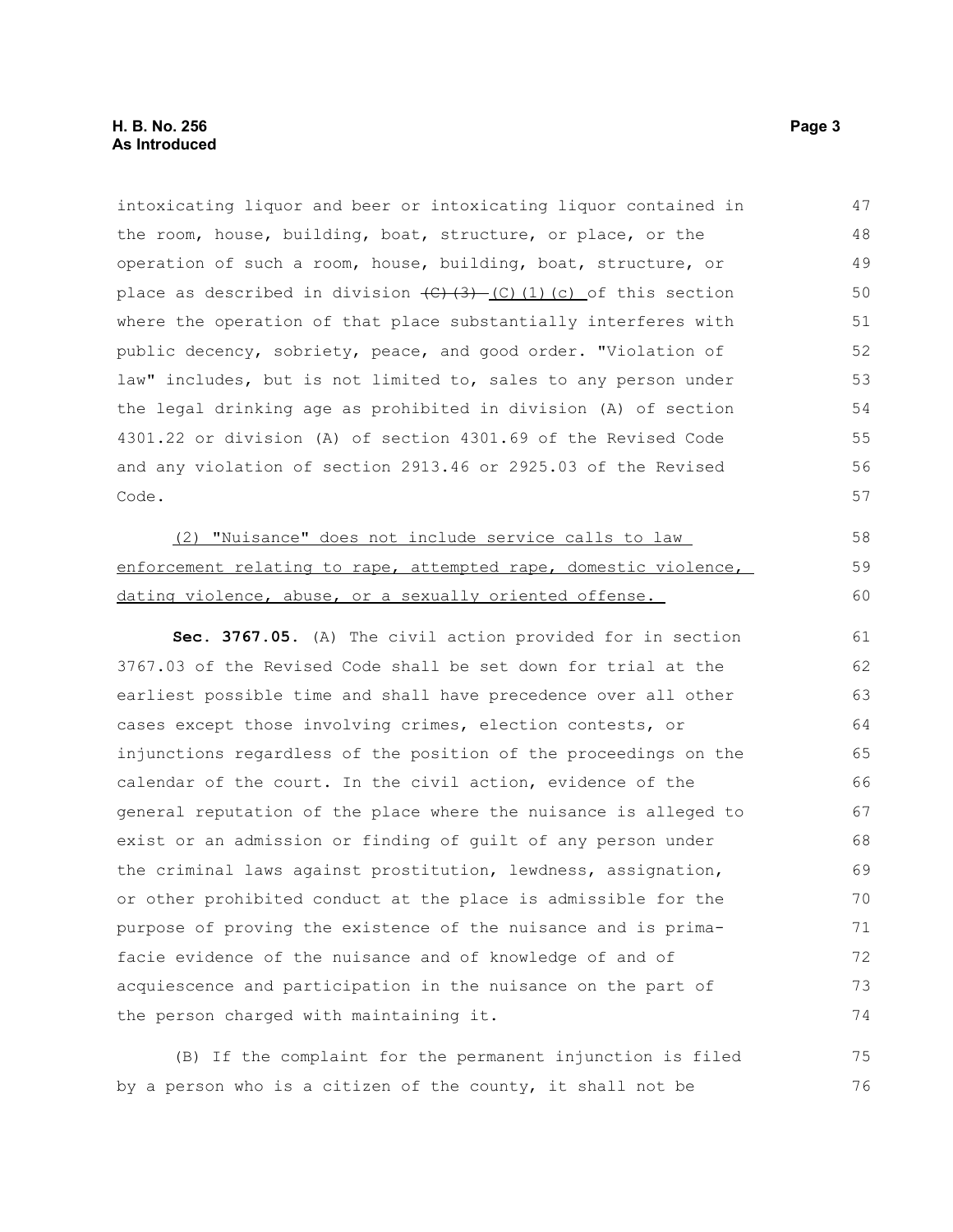intoxicating liquor and beer or intoxicating liquor contained in the room, house, building, boat, structure, or place, or the operation of such a room, house, building, boat, structure, or place as described in division ~~(C)(3)~~ (C)(1)(c) of this section where the operation of that place substantially interferes with public decency, sobriety, peace, and good order. "Violation of law" includes, but is not limited to, sales to any person under the legal drinking age as prohibited in division (A) of section 4301.22 or division (A) of section 4301.69 of the Revised Code and any violation of section 2913.46 or 2925.03 of the Revised Code.

(2) "Nuisance" does not include service calls to law enforcement relating to rape, attempted rape, domestic violence, dating violence, abuse, or a sexually oriented offense.

**Sec. 3767.05.** (A) The civil action provided for in section 3767.03 of the Revised Code shall be set down for trial at the earliest possible time and shall have precedence over all other cases except those involving crimes, election contests, or injunctions regardless of the position of the proceedings on the calendar of the court. In the civil action, evidence of the general reputation of the place where the nuisance is alleged to exist or an admission or finding of guilt of any person under the criminal laws against prostitution, lewdness, assignation, or other prohibited conduct at the place is admissible for the purpose of proving the existence of the nuisance and is prima-facie evidence of the nuisance and of knowledge of and of acquiescence and participation in the nuisance on the part of the person charged with maintaining it.

(B) If the complaint for the permanent injunction is filed by a person who is a citizen of the county, it shall not be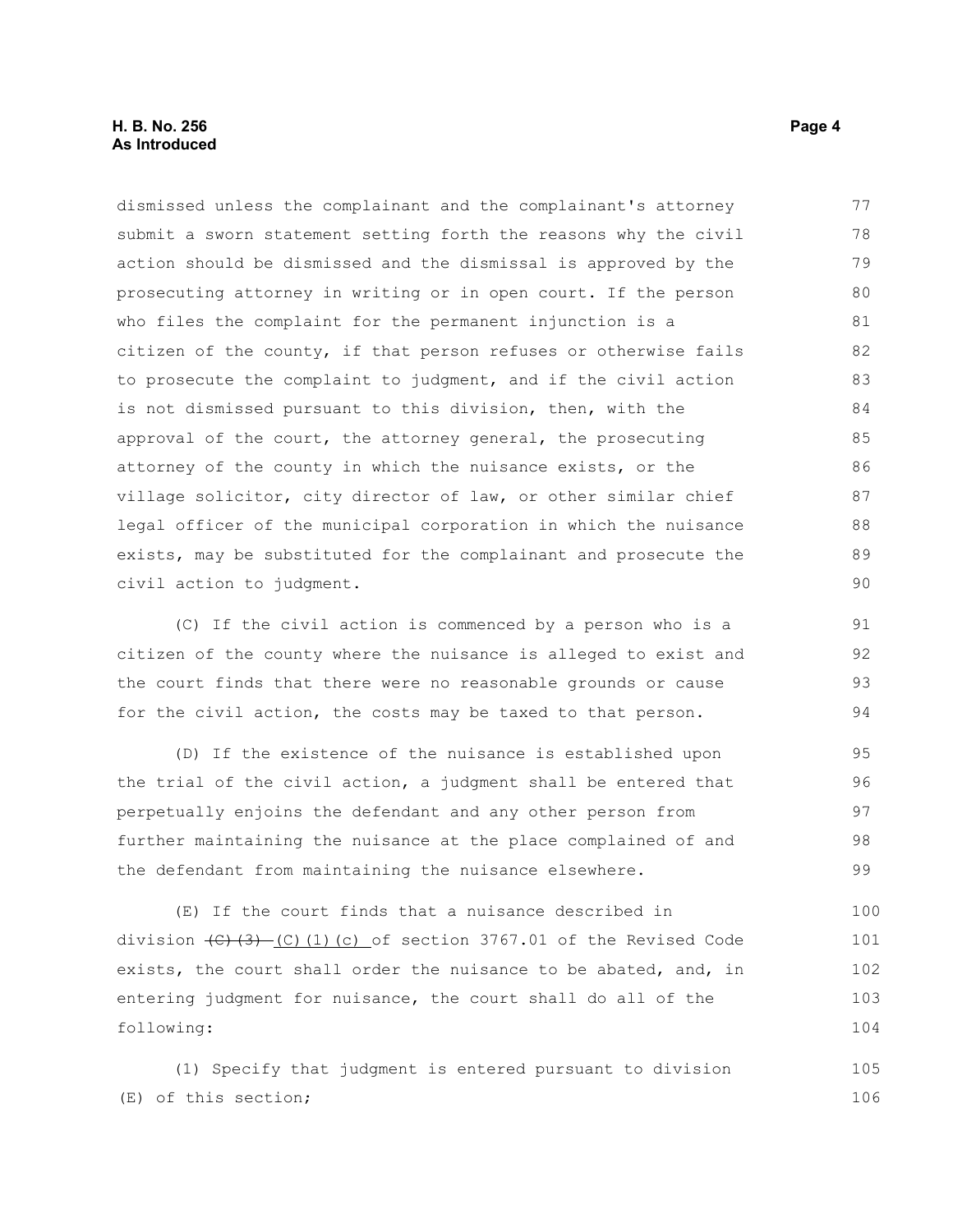dismissed unless the complainant and the complainant's attorney submit a sworn statement setting forth the reasons why the civil action should be dismissed and the dismissal is approved by the prosecuting attorney in writing or in open court. If the person who files the complaint for the permanent injunction is a citizen of the county, if that person refuses or otherwise fails to prosecute the complaint to judgment, and if the civil action is not dismissed pursuant to this division, then, with the approval of the court, the attorney general, the prosecuting attorney of the county in which the nuisance exists, or the village solicitor, city director of law, or other similar chief legal officer of the municipal corporation in which the nuisance exists, may be substituted for the complainant and prosecute the civil action to judgment.

(C) If the civil action is commenced by a person who is a citizen of the county where the nuisance is alleged to exist and the court finds that there were no reasonable grounds or cause for the civil action, the costs may be taxed to that person.

(D) If the existence of the nuisance is established upon the trial of the civil action, a judgment shall be entered that perpetually enjoins the defendant and any other person from further maintaining the nuisance at the place complained of and the defendant from maintaining the nuisance elsewhere.

(E) If the court finds that a nuisance described in division ~~(C)(3)~~ (C)(1)(c) of section 3767.01 of the Revised Code exists, the court shall order the nuisance to be abated, and, in entering judgment for nuisance, the court shall do all of the following:

(1) Specify that judgment is entered pursuant to division (E) of this section;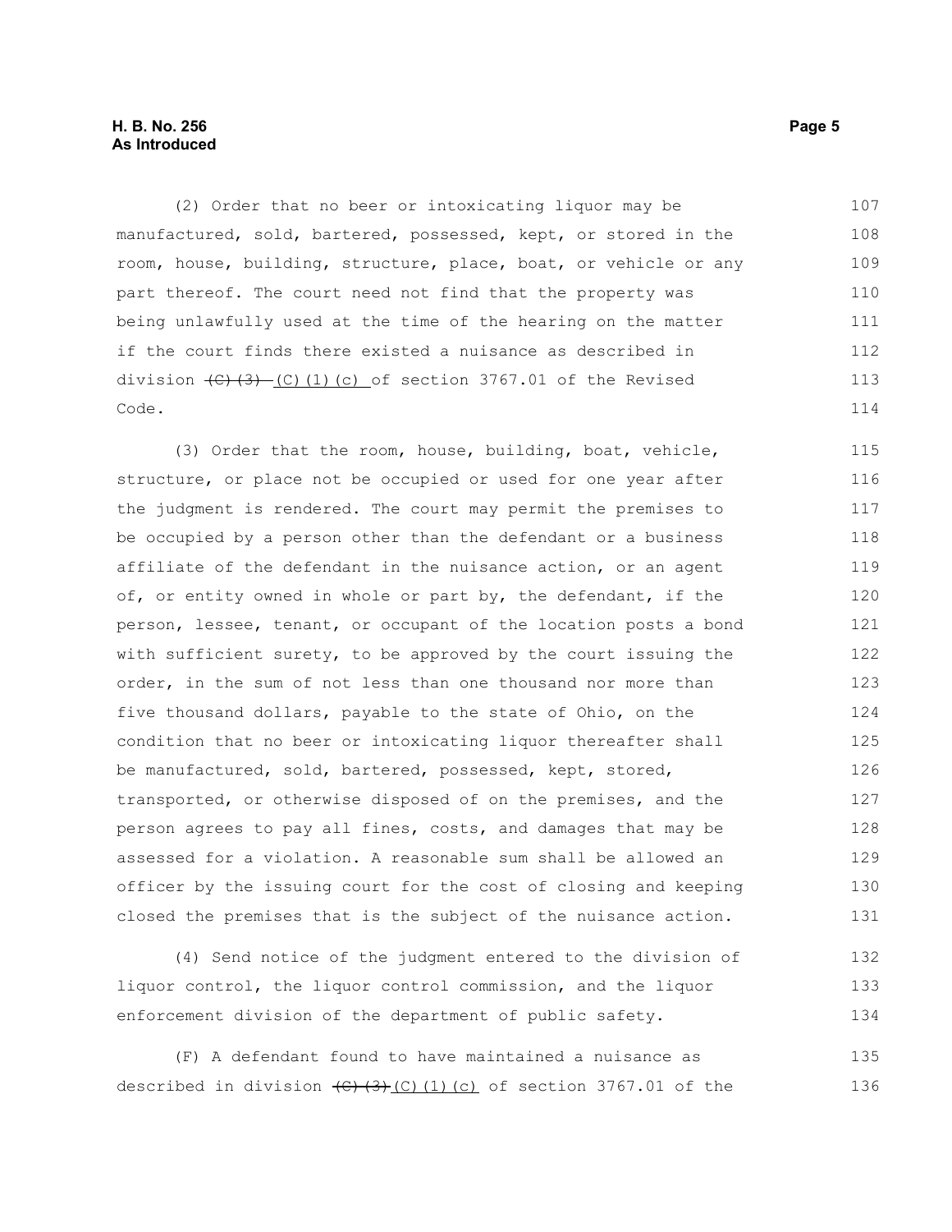(2) Order that no beer or intoxicating liquor may be manufactured, sold, bartered, possessed, kept, or stored in the room, house, building, structure, place, boat, or vehicle or any part thereof. The court need not find that the property was being unlawfully used at the time of the hearing on the matter if the court finds there existed a nuisance as described in division ~~(C)(3)~~ (C)(1)(c) of section 3767.01 of the Revised Code.

(3) Order that the room, house, building, boat, vehicle, structure, or place not be occupied or used for one year after the judgment is rendered. The court may permit the premises to be occupied by a person other than the defendant or a business affiliate of the defendant in the nuisance action, or an agent of, or entity owned in whole or part by, the defendant, if the person, lessee, tenant, or occupant of the location posts a bond with sufficient surety, to be approved by the court issuing the order, in the sum of not less than one thousand nor more than five thousand dollars, payable to the state of Ohio, on the condition that no beer or intoxicating liquor thereafter shall be manufactured, sold, bartered, possessed, kept, stored, transported, or otherwise disposed of on the premises, and the person agrees to pay all fines, costs, and damages that may be assessed for a violation. A reasonable sum shall be allowed an officer by the issuing court for the cost of closing and keeping closed the premises that is the subject of the nuisance action.

(4) Send notice of the judgment entered to the division of liquor control, the liquor control commission, and the liquor enforcement division of the department of public safety.

(F) A defendant found to have maintained a nuisance as described in division ~~(C)(3)~~ (C)(1)(c) of section 3767.01 of the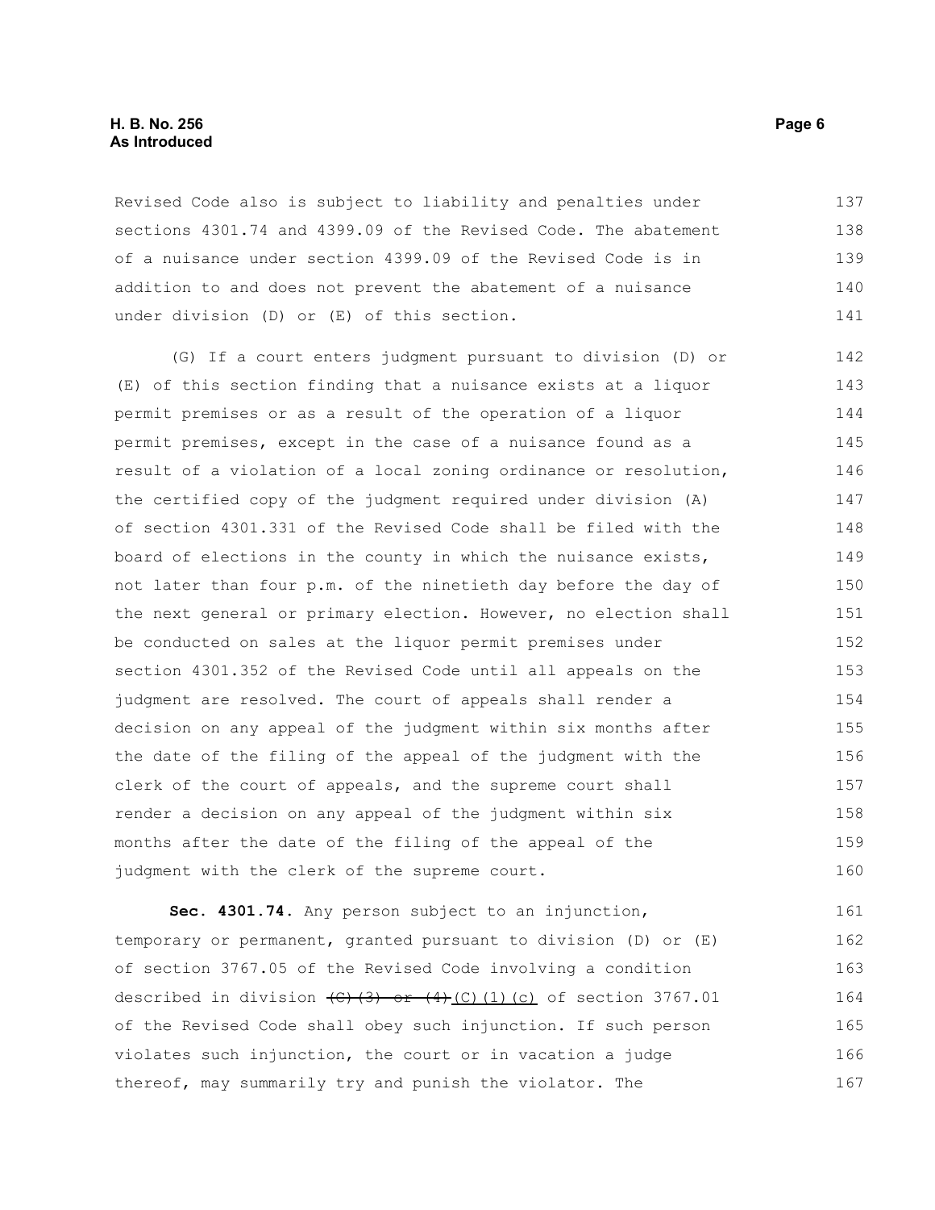Revised Code also is subject to liability and penalties under sections 4301.74 and 4399.09 of the Revised Code. The abatement of a nuisance under section 4399.09 of the Revised Code is in addition to and does not prevent the abatement of a nuisance under division (D) or (E) of this section.

(G) If a court enters judgment pursuant to division (D) or (E) of this section finding that a nuisance exists at a liquor permit premises or as a result of the operation of a liquor permit premises, except in the case of a nuisance found as a result of a violation of a local zoning ordinance or resolution, the certified copy of the judgment required under division (A) of section 4301.331 of the Revised Code shall be filed with the board of elections in the county in which the nuisance exists, not later than four p.m. of the ninetieth day before the day of the next general or primary election. However, no election shall be conducted on sales at the liquor permit premises under section 4301.352 of the Revised Code until all appeals on the judgment are resolved. The court of appeals shall render a decision on any appeal of the judgment within six months after the date of the filing of the appeal of the judgment with the clerk of the court of appeals, and the supreme court shall render a decision on any appeal of the judgment within six months after the date of the filing of the appeal of the judgment with the clerk of the supreme court.

**Sec. 4301.74.** Any person subject to an injunction, temporary or permanent, granted pursuant to division (D) or (E) of section 3767.05 of the Revised Code involving a condition described in division ~~(C)(3) or (4)~~ <u>(C)(1)(c)</u> of section 3767.01 of the Revised Code shall obey such injunction. If such person violates such injunction, the court or in vacation a judge thereof, may summarily try and punish the violator. The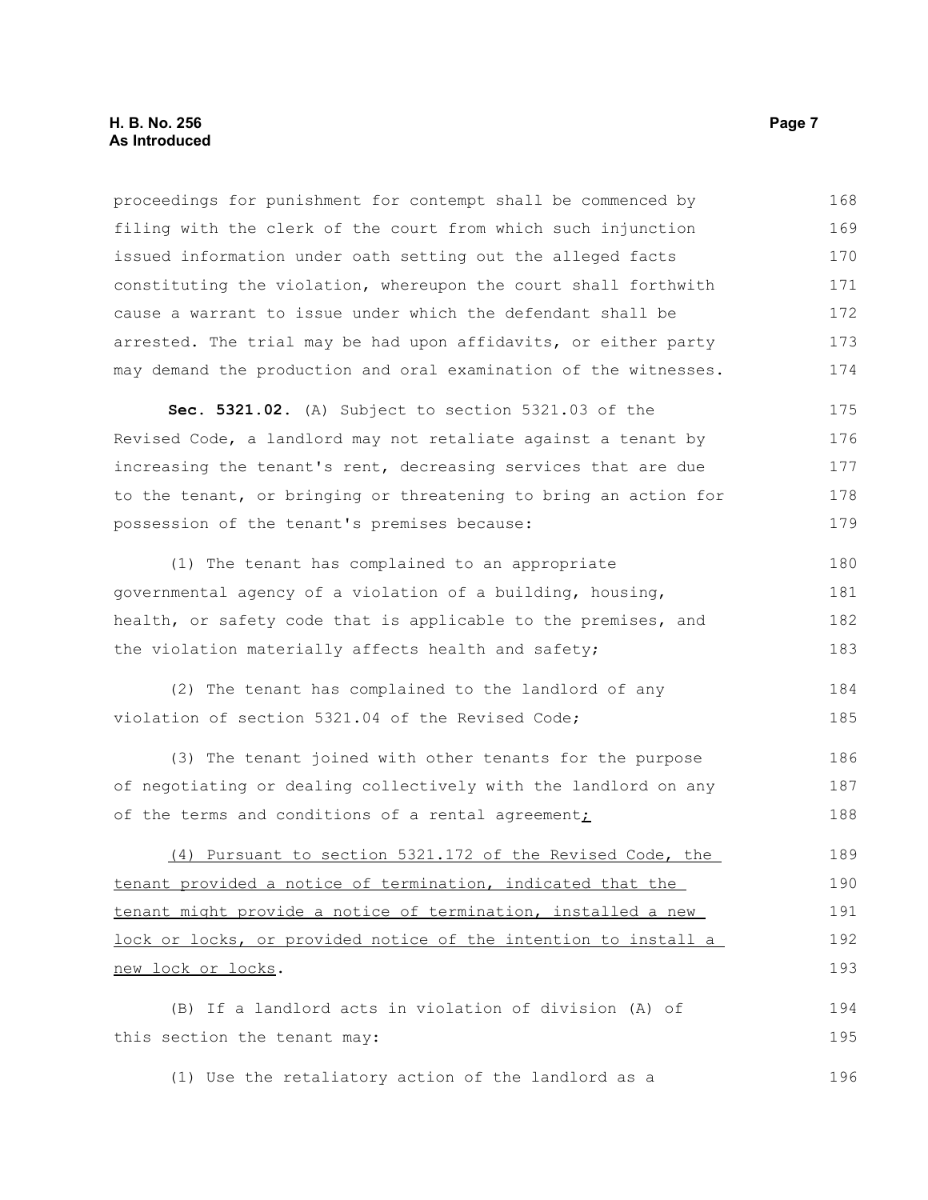proceedings for punishment for contempt shall be commenced by filing with the clerk of the court from which such injunction issued information under oath setting out the alleged facts constituting the violation, whereupon the court shall forthwith cause a warrant to issue under which the defendant shall be arrested. The trial may be had upon affidavits, or either party may demand the production and oral examination of the witnesses.

**Sec. 5321.02.** (A) Subject to section 5321.03 of the Revised Code, a landlord may not retaliate against a tenant by increasing the tenant's rent, decreasing services that are due to the tenant, or bringing or threatening to bring an action for possession of the tenant's premises because:

(1) The tenant has complained to an appropriate governmental agency of a violation of a building, housing, health, or safety code that is applicable to the premises, and the violation materially affects health and safety;

(2) The tenant has complained to the landlord of any violation of section 5321.04 of the Revised Code;

(3) The tenant joined with other tenants for the purpose of negotiating or dealing collectively with the landlord on any of the terms and conditions of a rental agreement;

(4) Pursuant to section 5321.172 of the Revised Code, the tenant provided a notice of termination, indicated that the tenant might provide a notice of termination, installed a new lock or locks, or provided notice of the intention to install a new lock or locks.

(B) If a landlord acts in violation of division (A) of this section the tenant may:

(1) Use the retaliatory action of the landlord as a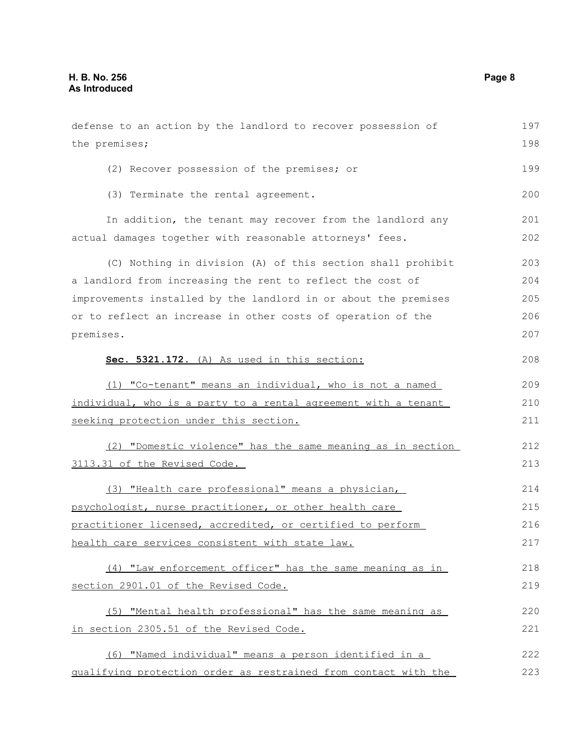defense to an action by the landlord to recover possession of the premises;

(2) Recover possession of the premises; or

(3) Terminate the rental agreement.

In addition, the tenant may recover from the landlord any actual damages together with reasonable attorneys' fees.

(C) Nothing in division (A) of this section shall prohibit a landlord from increasing the rent to reflect the cost of improvements installed by the landlord in or about the premises or to reflect an increase in other costs of operation of the premises.

**Sec. 5321.172.** (A) As used in this section:

(1) "Co-tenant" means an individual, who is not a named individual, who is a party to a rental agreement with a tenant seeking protection under this section.

(2) "Domestic violence" has the same meaning as in section 3113.31 of the Revised Code.

(3) "Health care professional" means a physician, psychologist, nurse practitioner, or other health care practitioner licensed, accredited, or certified to perform health care services consistent with state law.

(4) "Law enforcement officer" has the same meaning as in section 2901.01 of the Revised Code.

(5) "Mental health professional" has the same meaning as in section 2305.51 of the Revised Code.

(6) "Named individual" means a person identified in a qualifying protection order as restrained from contact with the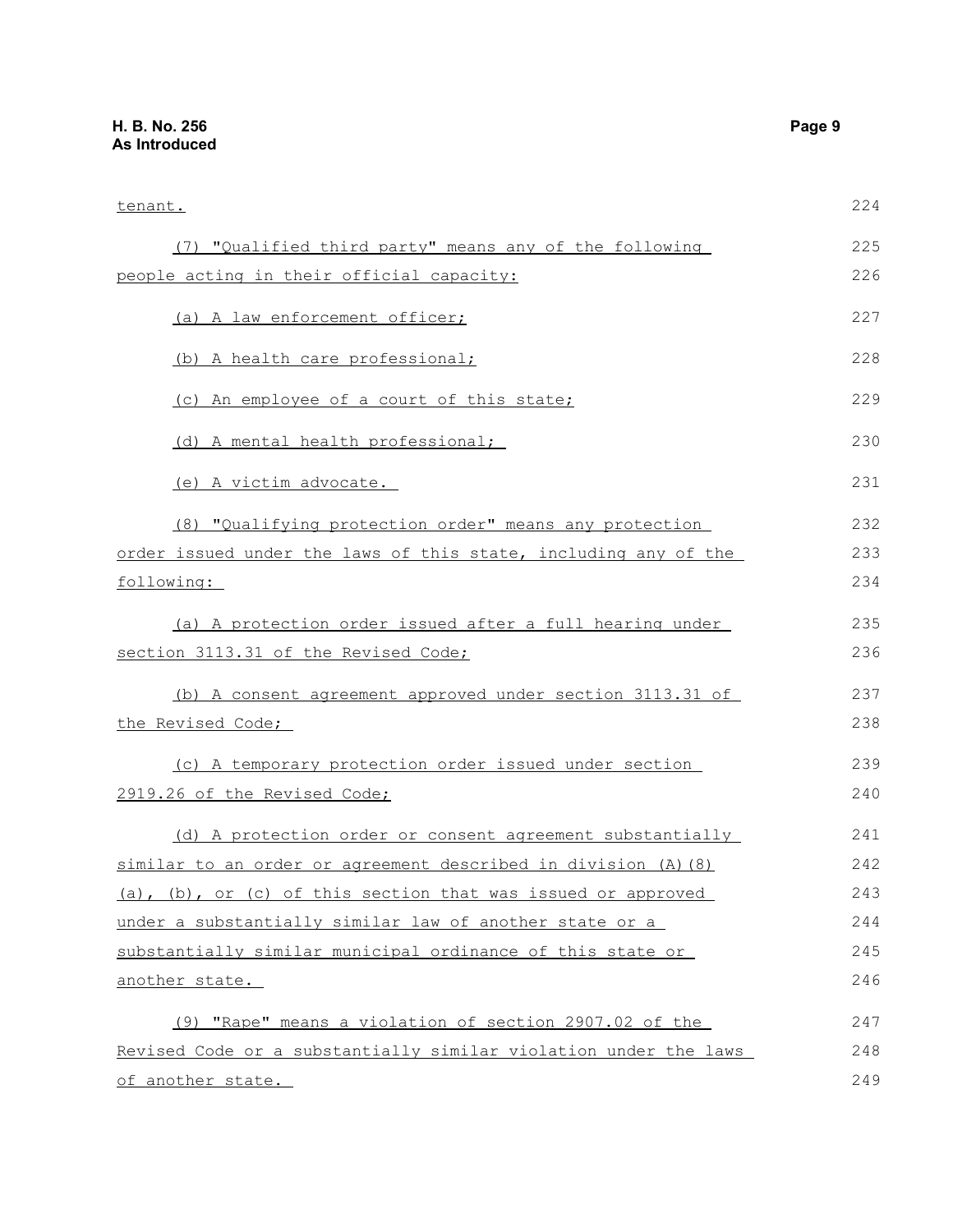tenant.

(7) "Qualified third party" means any of the following people acting in their official capacity:

(a) A law enforcement officer;

(b) A health care professional;

(c) An employee of a court of this state;

(d) A mental health professional;

(e) A victim advocate.

(8) "Qualifying protection order" means any protection order issued under the laws of this state, including any of the following:

(a) A protection order issued after a full hearing under section 3113.31 of the Revised Code;

(b) A consent agreement approved under section 3113.31 of the Revised Code;

(c) A temporary protection order issued under section 2919.26 of the Revised Code;

(d) A protection order or consent agreement substantially similar to an order or agreement described in division (A)(8)(a), (b), or (c) of this section that was issued or approved under a substantially similar law of another state or a substantially similar municipal ordinance of this state or another state.

(9) "Rape" means a violation of section 2907.02 of the Revised Code or a substantially similar violation under the laws of another state.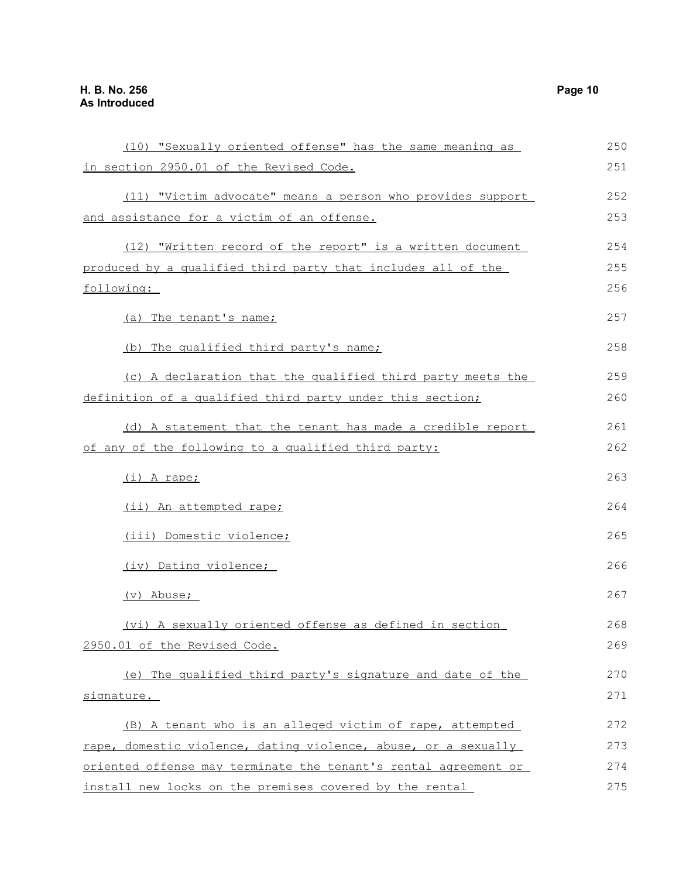(10) "Sexually oriented offense" has the same meaning as in section 2950.01 of the Revised Code.

(11) "Victim advocate" means a person who provides support and assistance for a victim of an offense.

(12) "Written record of the report" is a written document produced by a qualified third party that includes all of the following:

(a) The tenant's name;

(b) The qualified third party's name;

(c) A declaration that the qualified third party meets the definition of a qualified third party under this section;

(d) A statement that the tenant has made a credible report of any of the following to a qualified third party:

(i) A rape;

(ii) An attempted rape;

(iii) Domestic violence;

(iv) Dating violence;

(v) Abuse;

(vi) A sexually oriented offense as defined in section 2950.01 of the Revised Code.

(e) The qualified third party's signature and date of the signature.

(B) A tenant who is an alleged victim of rape, attempted rape, domestic violence, dating violence, abuse, or a sexually oriented offense may terminate the tenant's rental agreement or install new locks on the premises covered by the rental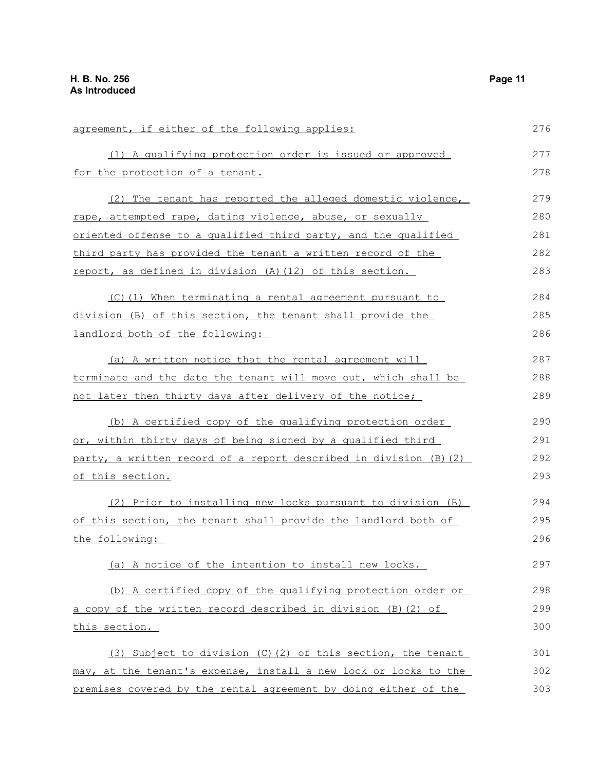agreement, if either of the following applies:

(1) A qualifying protection order is issued or approved for the protection of a tenant.

(2) The tenant has reported the alleged domestic violence, rape, attempted rape, dating violence, abuse, or sexually oriented offense to a qualified third party, and the qualified third party has provided the tenant a written record of the report, as defined in division (A)(12) of this section.

(C)(1) When terminating a rental agreement pursuant to division (B) of this section, the tenant shall provide the landlord both of the following:

(a) A written notice that the rental agreement will terminate and the date the tenant will move out, which shall be not later then thirty days after delivery of the notice;

(b) A certified copy of the qualifying protection order or, within thirty days of being signed by a qualified third party, a written record of a report described in division (B)(2) of this section.

(2) Prior to installing new locks pursuant to division (B) of this section, the tenant shall provide the landlord both of the following:

(a) A notice of the intention to install new locks.

(b) A certified copy of the qualifying protection order or a copy of the written record described in division (B)(2) of this section.

(3) Subject to division (C)(2) of this section, the tenant may, at the tenant's expense, install a new lock or locks to the premises covered by the rental agreement by doing either of the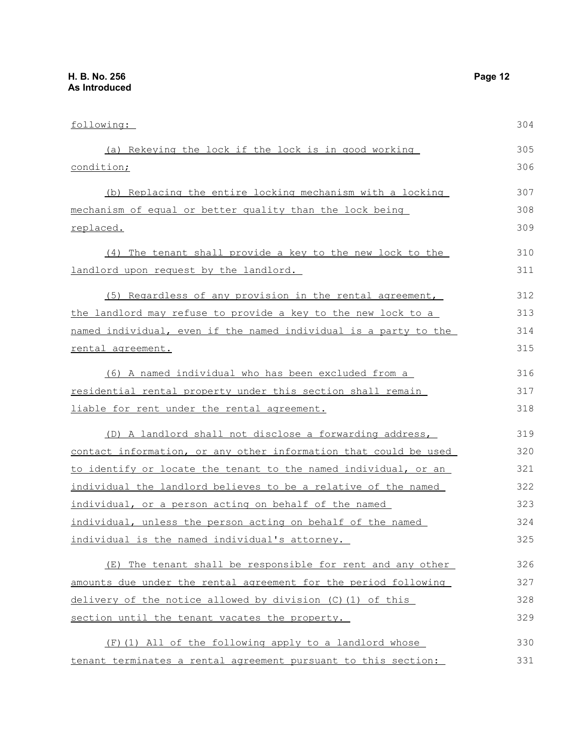following:

(a) Rekeying the lock if the lock is in good working condition;

(b) Replacing the entire locking mechanism with a locking mechanism of equal or better quality than the lock being replaced.

(4) The tenant shall provide a key to the new lock to the landlord upon request by the landlord.

(5) Regardless of any provision in the rental agreement, the landlord may refuse to provide a key to the new lock to a named individual, even if the named individual is a party to the rental agreement.

(6) A named individual who has been excluded from a residential rental property under this section shall remain liable for rent under the rental agreement.

(D) A landlord shall not disclose a forwarding address, contact information, or any other information that could be used to identify or locate the tenant to the named individual, or an individual the landlord believes to be a relative of the named individual, or a person acting on behalf of the named individual, unless the person acting on behalf of the named individual is the named individual's attorney.

(E) The tenant shall be responsible for rent and any other amounts due under the rental agreement for the period following delivery of the notice allowed by division (C)(1) of this section until the tenant vacates the property.

(F)(1) All of the following apply to a landlord whose tenant terminates a rental agreement pursuant to this section: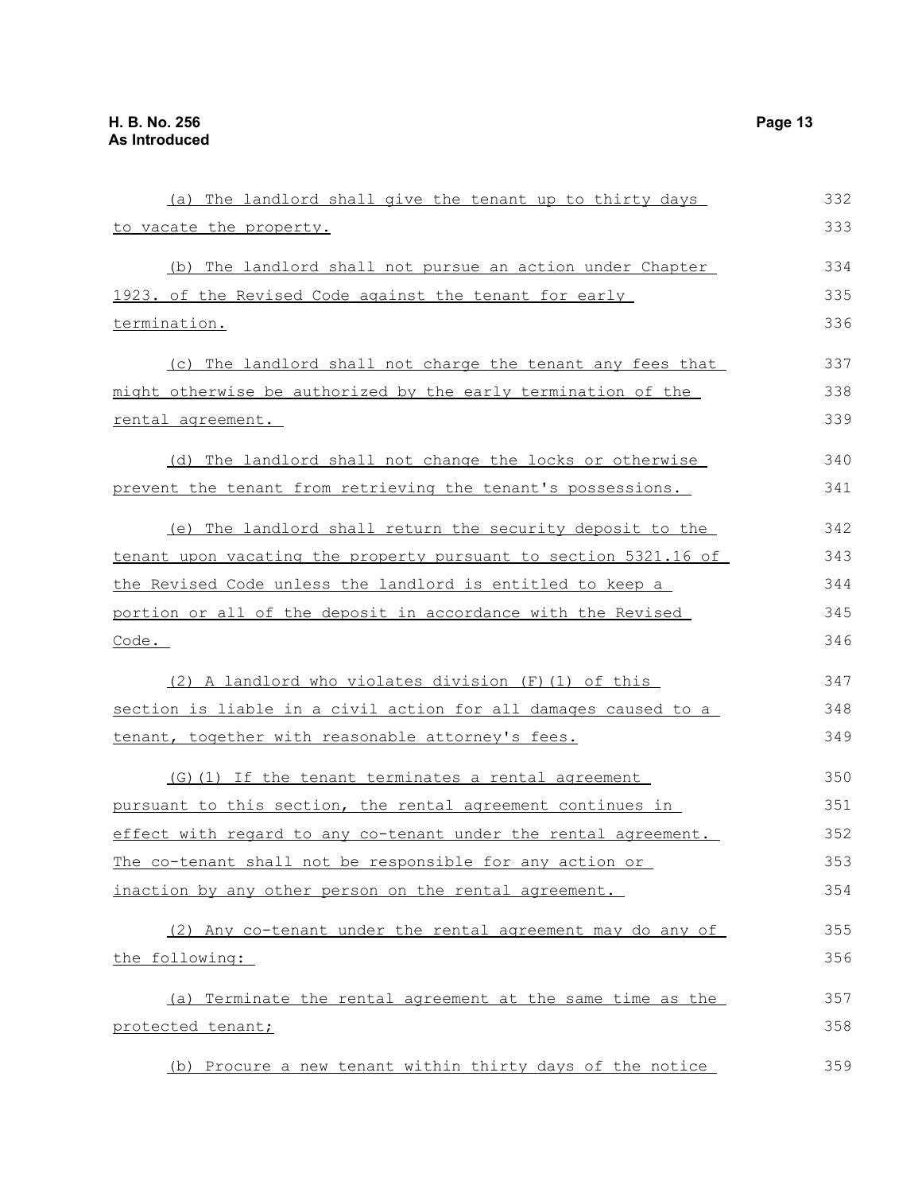(a) The landlord shall give the tenant up to thirty days to vacate the property.

(b) The landlord shall not pursue an action under Chapter 1923. of the Revised Code against the tenant for early termination.

(c) The landlord shall not charge the tenant any fees that might otherwise be authorized by the early termination of the rental agreement.

(d) The landlord shall not change the locks or otherwise prevent the tenant from retrieving the tenant's possessions.

(e) The landlord shall return the security deposit to the tenant upon vacating the property pursuant to section 5321.16 of the Revised Code unless the landlord is entitled to keep a portion or all of the deposit in accordance with the Revised Code.

(2) A landlord who violates division (F)(1) of this section is liable in a civil action for all damages caused to a tenant, together with reasonable attorney's fees.

(G)(1) If the tenant terminates a rental agreement pursuant to this section, the rental agreement continues in effect with regard to any co-tenant under the rental agreement. The co-tenant shall not be responsible for any action or inaction by any other person on the rental agreement.

(2) Any co-tenant under the rental agreement may do any of the following:

(a) Terminate the rental agreement at the same time as the protected tenant;

(b) Procure a new tenant within thirty days of the notice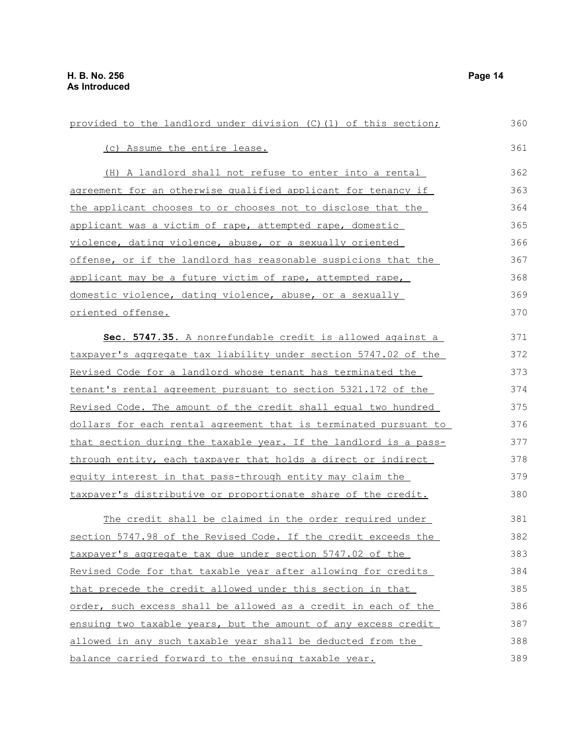provided to the landlord under division (C)(1) of this section;

(c) Assume the entire lease.

(H) A landlord shall not refuse to enter into a rental agreement for an otherwise qualified applicant for tenancy if the applicant chooses to or chooses not to disclose that the applicant was a victim of rape, attempted rape, domestic violence, dating violence, abuse, or a sexually oriented offense, or if the landlord has reasonable suspicions that the applicant may be a future victim of rape, attempted rape, domestic violence, dating violence, abuse, or a sexually oriented offense.

**Sec. 5747.35.** A nonrefundable credit is allowed against a taxpayer's aggregate tax liability under section 5747.02 of the Revised Code for a landlord whose tenant has terminated the tenant's rental agreement pursuant to section 5321.172 of the Revised Code. The amount of the credit shall equal two hundred dollars for each rental agreement that is terminated pursuant to that section during the taxable year. If the landlord is a pass-through entity, each taxpayer that holds a direct or indirect equity interest in that pass-through entity may claim the taxpayer's distributive or proportionate share of the credit.

The credit shall be claimed in the order required under section 5747.98 of the Revised Code. If the credit exceeds the taxpayer's aggregate tax due under section 5747.02 of the Revised Code for that taxable year after allowing for credits that precede the credit allowed under this section in that order, such excess shall be allowed as a credit in each of the ensuing two taxable years, but the amount of any excess credit allowed in any such taxable year shall be deducted from the balance carried forward to the ensuing taxable year.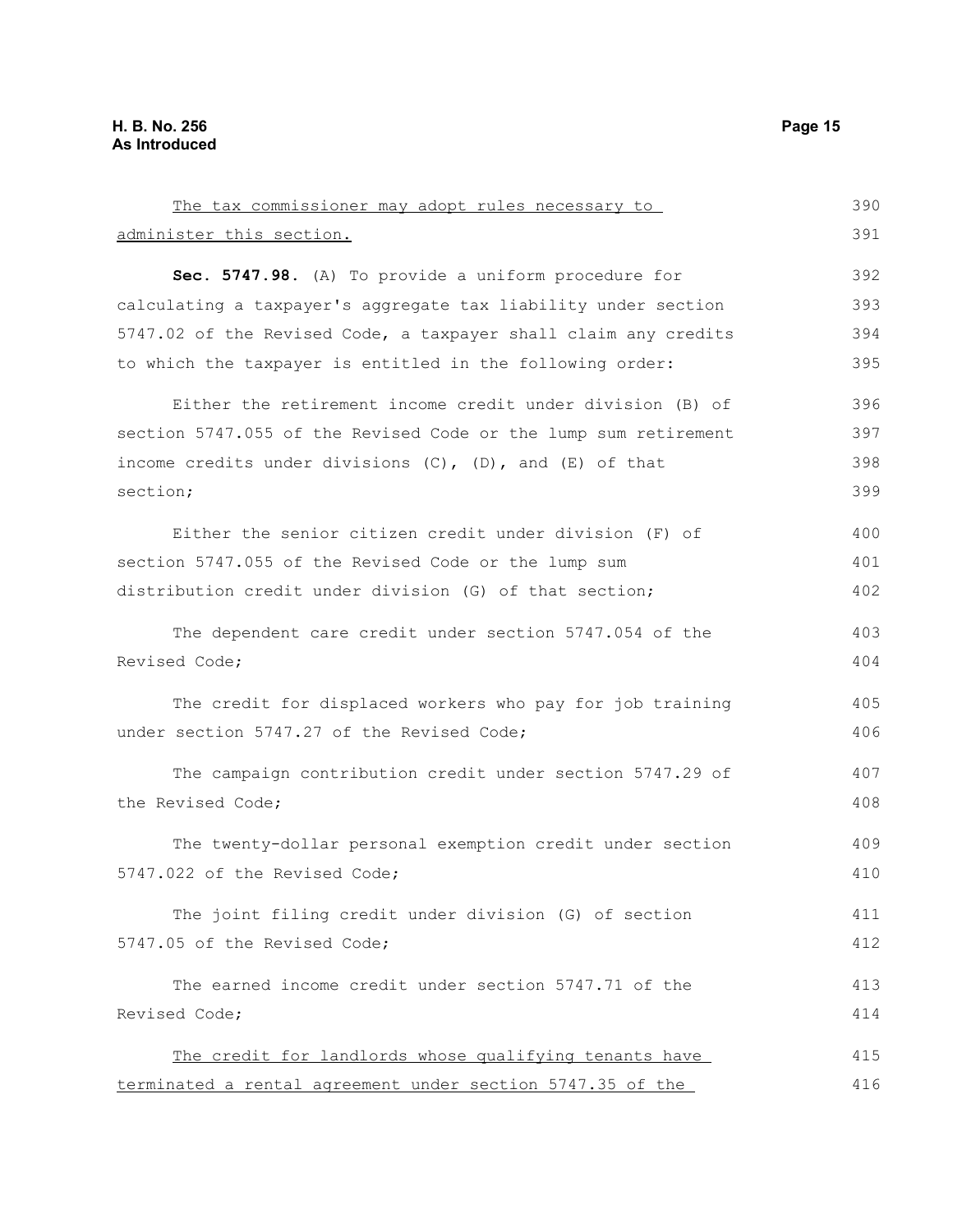The tax commissioner may adopt rules necessary to administer this section.

**Sec. 5747.98.** (A) To provide a uniform procedure for calculating a taxpayer's aggregate tax liability under section 5747.02 of the Revised Code, a taxpayer shall claim any credits to which the taxpayer is entitled in the following order:

Either the retirement income credit under division (B) of section 5747.055 of the Revised Code or the lump sum retirement income credits under divisions (C), (D), and (E) of that section;

Either the senior citizen credit under division (F) of section 5747.055 of the Revised Code or the lump sum distribution credit under division (G) of that section;

The dependent care credit under section 5747.054 of the Revised Code;

The credit for displaced workers who pay for job training under section 5747.27 of the Revised Code;

The campaign contribution credit under section 5747.29 of the Revised Code;

The twenty-dollar personal exemption credit under section 5747.022 of the Revised Code;

The joint filing credit under division (G) of section 5747.05 of the Revised Code;

The earned income credit under section 5747.71 of the Revised Code;

The credit for landlords whose qualifying tenants have terminated a rental agreement under section 5747.35 of the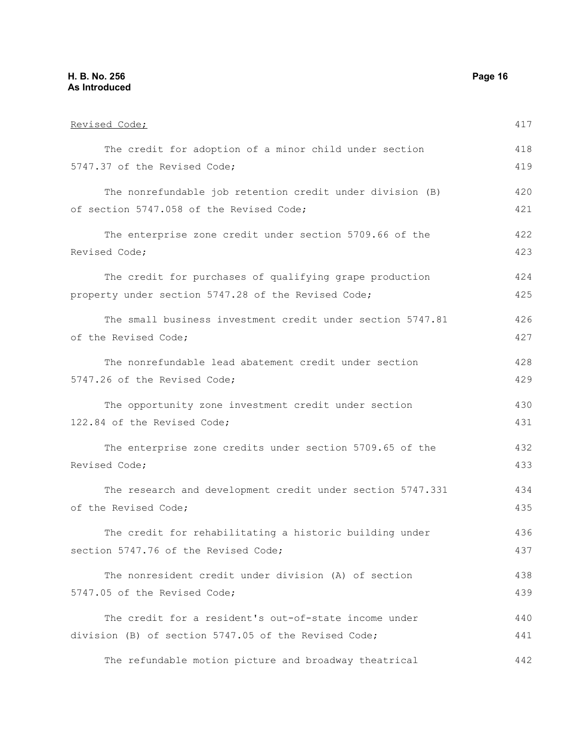<u>Revised Code;</u>

The credit for adoption of a minor child under section 5747.37 of the Revised Code;

The nonrefundable job retention credit under division (B) of section 5747.058 of the Revised Code;

The enterprise zone credit under section 5709.66 of the Revised Code;

The credit for purchases of qualifying grape production property under section 5747.28 of the Revised Code;

The small business investment credit under section 5747.81 of the Revised Code;

The nonrefundable lead abatement credit under section 5747.26 of the Revised Code;

The opportunity zone investment credit under section 122.84 of the Revised Code;

The enterprise zone credits under section 5709.65 of the Revised Code;

The research and development credit under section 5747.331 of the Revised Code;

The credit for rehabilitating a historic building under section 5747.76 of the Revised Code;

The nonresident credit under division (A) of section 5747.05 of the Revised Code;

The credit for a resident's out-of-state income under division (B) of section 5747.05 of the Revised Code;

The refundable motion picture and broadway theatrical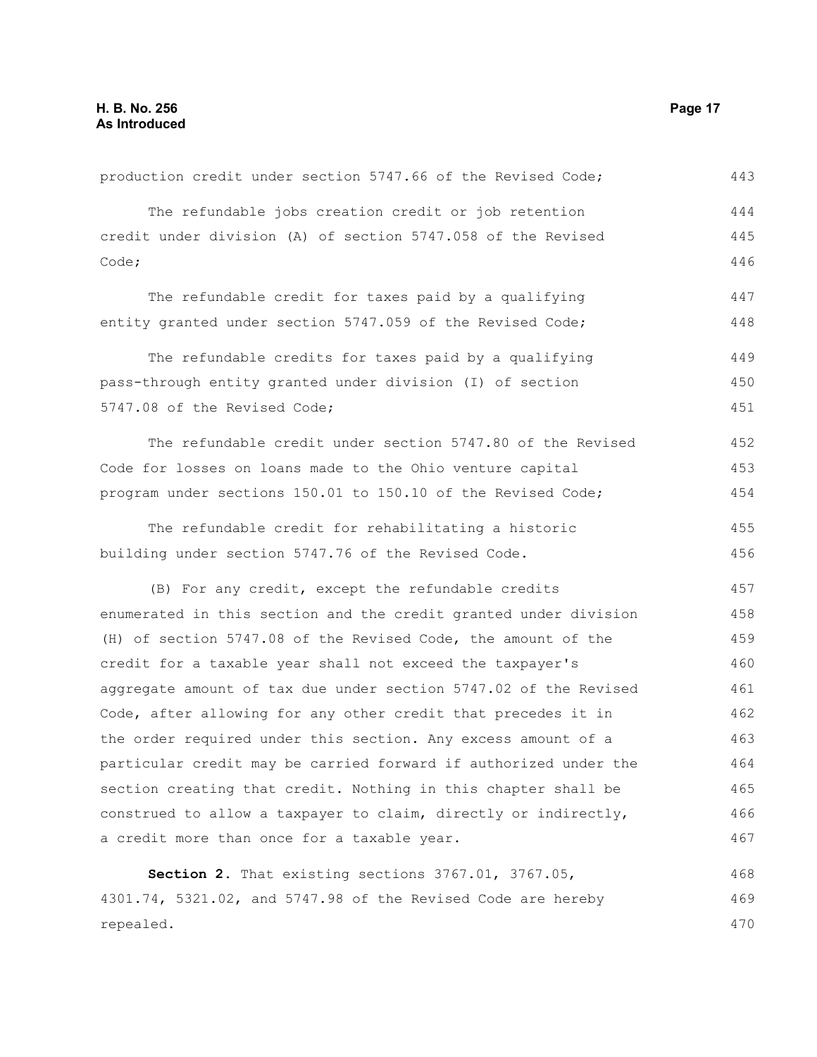production credit under section 5747.66 of the Revised Code;

The refundable jobs creation credit or job retention credit under division (A) of section 5747.058 of the Revised Code;

The refundable credit for taxes paid by a qualifying entity granted under section 5747.059 of the Revised Code;

The refundable credits for taxes paid by a qualifying pass-through entity granted under division (I) of section 5747.08 of the Revised Code;

The refundable credit under section 5747.80 of the Revised Code for losses on loans made to the Ohio venture capital program under sections 150.01 to 150.10 of the Revised Code;

The refundable credit for rehabilitating a historic building under section 5747.76 of the Revised Code.

(B) For any credit, except the refundable credits enumerated in this section and the credit granted under division (H) of section 5747.08 of the Revised Code, the amount of the credit for a taxable year shall not exceed the taxpayer's aggregate amount of tax due under section 5747.02 of the Revised Code, after allowing for any other credit that precedes it in the order required under this section. Any excess amount of a particular credit may be carried forward if authorized under the section creating that credit. Nothing in this chapter shall be construed to allow a taxpayer to claim, directly or indirectly, a credit more than once for a taxable year.

**Section 2.** That existing sections 3767.01, 3767.05, 4301.74, 5321.02, and 5747.98 of the Revised Code are hereby repealed.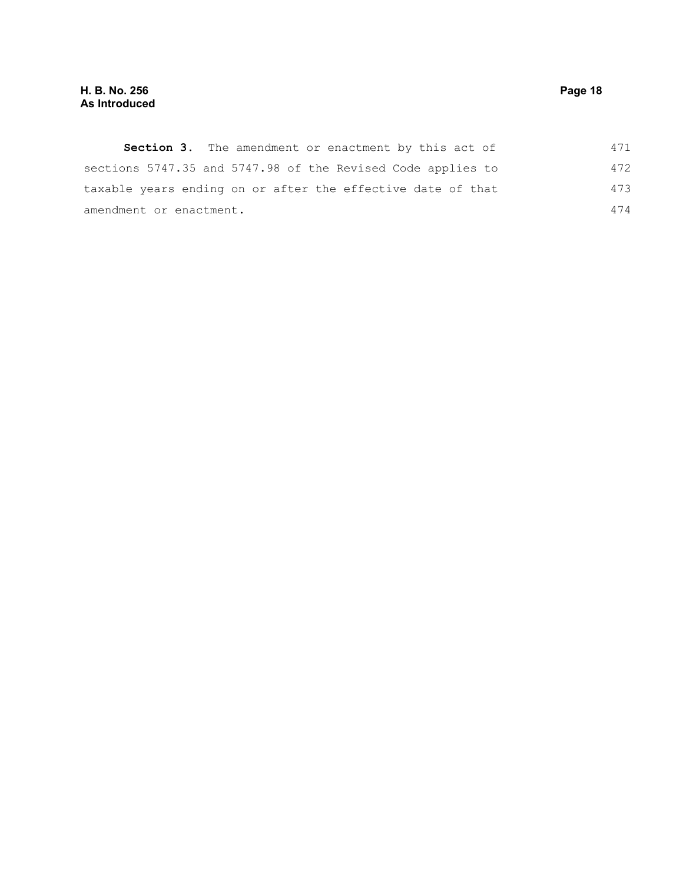**Section 3.** The amendment or enactment by this act of sections 5747.35 and 5747.98 of the Revised Code applies to taxable years ending on or after the effective date of that amendment or enactment.